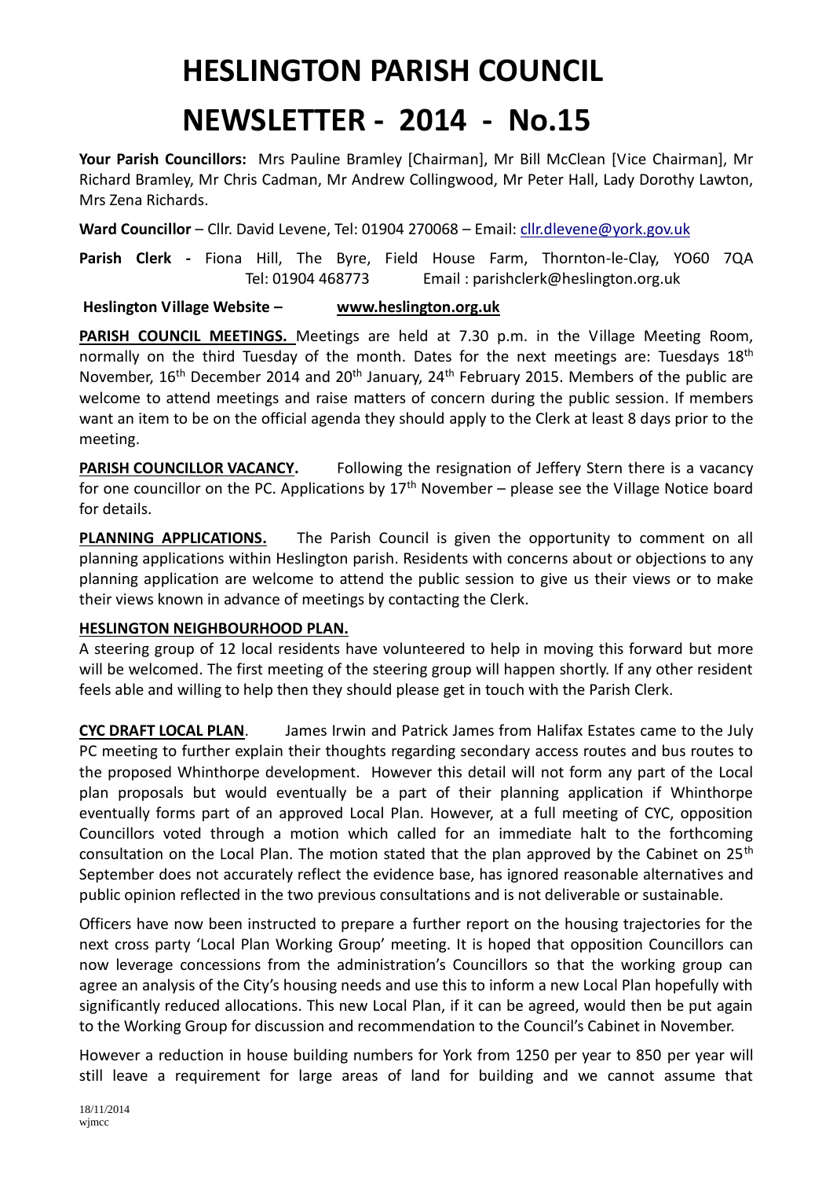# HESLINGTON PARISH COUNCIL

# NEWSLETTER - 2014 - No.15

**Your Parish Councillors:** Mrs Pauline Bramley [Chairman], Mr Bill McClean [Vice Chairman], Mr Richard Bramley, Mr Chris Cadman, Mr Andrew Collingwood, Mr Peter Hall, Lady Dorothy Lawton, Mrs Zena Richards.

**Ward Councillor** – Cllr. David Levene, Tel: 01904 270068 – Email: cllr.dlevene@york.gov.uk

**Parish Clerk -** Fiona Hill, The Byre, Field House Farm, Thornton-le-Clay, YO60 7QA Tel: 01904 468773 Email : parishclerk@heslington.org.uk

**Heslington Village Website – www.heslington.org.uk**

**PARISH COUNCIL MEETINGS.** Meetings are held at 7.30 p.m. in the Village Meeting Room, normally on the third Tuesday of the month. Dates for the next meetings are: Tuesdays 18th November, 16th December 2014 and 20th January, 24th February 2015. Members of the public are welcome to attend meetings and raise matters of concern during the public session. If members want an item to be on the official agenda they should apply to the Clerk at least 8 days prior to the meeting.

**PARISH COUNCILLOR VACANCY.** Following the resignation of Jeffery Stern there is a vacancy for one councillor on the PC. Applications by 17th November – please see the Village Notice board for details.

**PLANNING APPLICATIONS.** The Parish Council is given the opportunity to comment on all planning applications within Heslington parish. Residents with concerns about or objections to any planning application are welcome to attend the public session to give us their views or to make their views known in advance of meetings by contacting the Clerk.

**HESLINGTON NEIGHBOURHOOD PLAN.**

A steering group of 12 local residents have volunteered to help in moving this forward but more will be welcomed. The first meeting of the steering group will happen shortly. If any other resident feels able and willing to help then they should please get in touch with the Parish Clerk.

**CYC DRAFT LOCAL PLAN.** James Irwin and Patrick James from Halifax Estates came to the July PC meeting to further explain their thoughts regarding secondary access routes and bus routes to the proposed Whinthorpe development. However this detail will not form any part of the Local plan proposals but would eventually be a part of their planning application if Whinthorpe eventually forms part of an approved Local Plan. However, at a full meeting of CYC, opposition Councillors voted through a motion which called for an immediate halt to the forthcoming consultation on the Local Plan. The motion stated that the plan approved by the Cabinet on 25th September does not accurately reflect the evidence base, has ignored reasonable alternatives and public opinion reflected in the two previous consultations and is not deliverable or sustainable.

Officers have now been instructed to prepare a further report on the housing trajectories for the next cross party 'Local Plan Working Group' meeting. It is hoped that opposition Councillors can now leverage concessions from the administration's Councillors so that the working group can agree an analysis of the City's housing needs and use this to inform a new Local Plan hopefully with significantly reduced allocations. This new Local Plan, if it can be agreed, would then be put again to the Working Group for discussion and recommendation to the Council's Cabinet in November.

However a reduction in house building numbers for York from 1250 per year to 850 per year will still leave a requirement for large areas of land for building and we cannot assume that

18/11/2014
wjmcc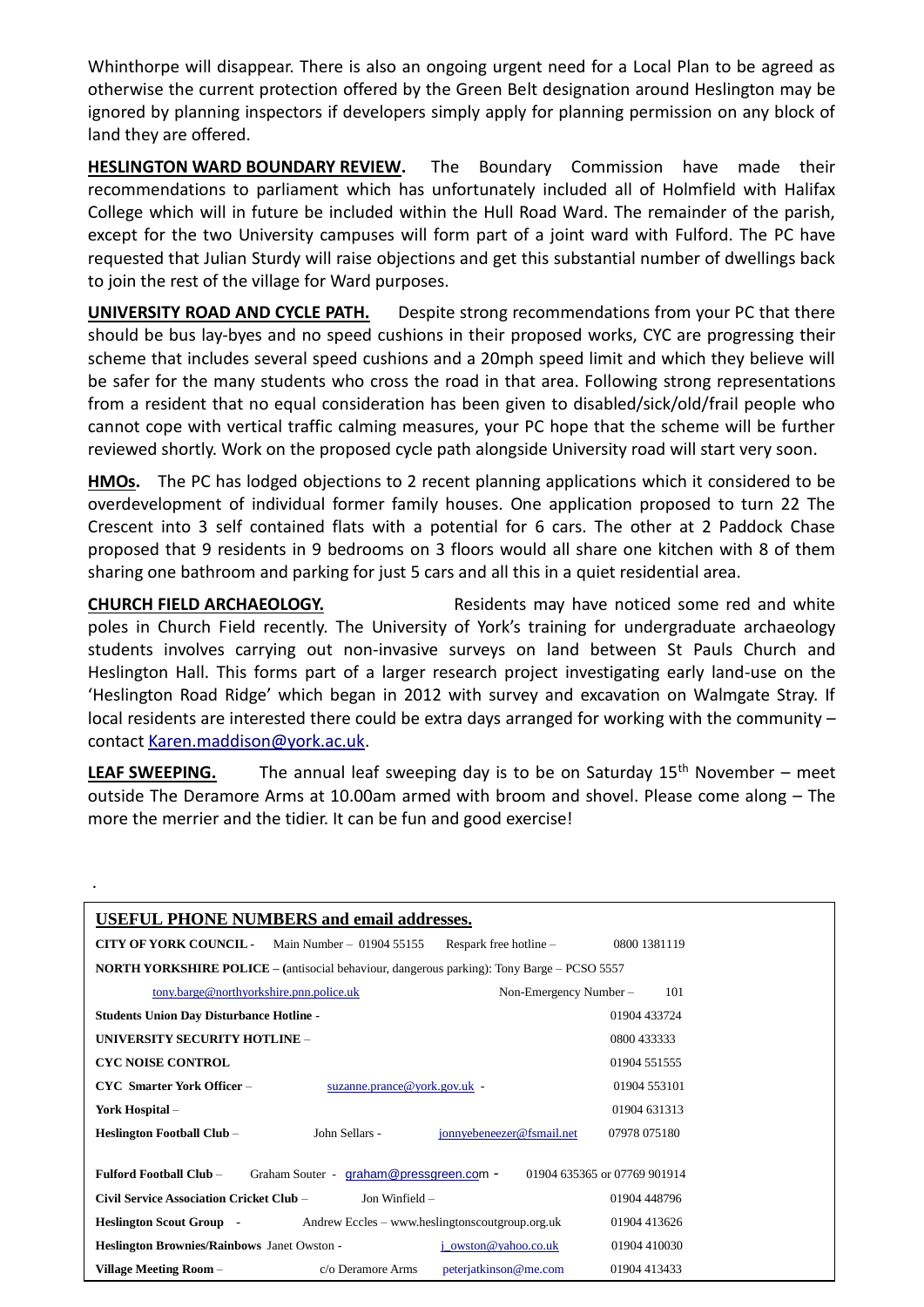Whinthorpe will disappear. There is also an ongoing urgent need for a Local Plan to be agreed as otherwise the current protection offered by the Green Belt designation around Heslington may be ignored by planning inspectors if developers simply apply for planning permission on any block of land they are offered.

**HESLINGTON WARD BOUNDARY REVIEW.** The Boundary Commission have made their recommendations to parliament which has unfortunately included all of Holmfield with Halifax College which will in future be included within the Hull Road Ward. The remainder of the parish, except for the two University campuses will form part of a joint ward with Fulford. The PC have requested that Julian Sturdy will raise objections and get this substantial number of dwellings back to join the rest of the village for Ward purposes.

**UNIVERSITY ROAD AND CYCLE PATH.** Despite strong recommendations from your PC that there should be bus lay-byes and no speed cushions in their proposed works, CYC are progressing their scheme that includes several speed cushions and a 20mph speed limit and which they believe will be safer for the many students who cross the road in that area. Following strong representations from a resident that no equal consideration has been given to disabled/sick/old/frail people who cannot cope with vertical traffic calming measures, your PC hope that the scheme will be further reviewed shortly. Work on the proposed cycle path alongside University road will start very soon.

**HMOs.** The PC has lodged objections to 2 recent planning applications which it considered to be overdevelopment of individual former family houses. One application proposed to turn 22 The Crescent into 3 self contained flats with a potential for 6 cars. The other at 2 Paddock Chase proposed that 9 residents in 9 bedrooms on 3 floors would all share one kitchen with 8 of them sharing one bathroom and parking for just 5 cars and all this in a quiet residential area.

**CHURCH FIELD ARCHAEOLOGY.** Residents may have noticed some red and white poles in Church Field recently. The University of York's training for undergraduate archaeology students involves carrying out non-invasive surveys on land between St Pauls Church and Heslington Hall. This forms part of a larger research project investigating early land-use on the 'Heslington Road Ridge' which began in 2012 with survey and excavation on Walmgate Stray. If local residents are interested there could be extra days arranged for working with the community – contact Karen.maddison@york.ac.uk.

**LEAF SWEEPING.** The annual leaf sweeping day is to be on Saturday 15th November – meet outside The Deramore Arms at 10.00am armed with broom and shovel. Please come along – The more the merrier and the tidier. It can be fun and good exercise!

## USEFUL PHONE NUMBERS and email addresses.

| | | | |
|---|---|---|---|
| **CITY OF YORK COUNCIL** - | Main Number – 01904 55155 | Respark free hotline – | 0800 1381119 |
| **NORTH YORKSHIRE POLICE – (**antisocial behaviour, dangerous parking): Tony Barge – PCSO 5557 | | | |
| | tony.barge@northyorkshire.pnn.police.uk | Non-Emergency Number – | 101 |
| **Students Union Day Disturbance Hotline** - | | | 01904 433724 |
| **UNIVERSITY SECURITY HOTLINE** – | | | 0800 433333 |
| **CYC NOISE CONTROL** | | | 01904 551555 |
| **CYC Smarter York Officer** – | suzanne.prance@york.gov.uk - | | 01904 553101 |
| **York Hospital** – | | | 01904 631313 |
| **Heslington Football Club** – | John Sellars - | jonnyebeneezer@fsmail.net | 07978 075180 |
| **Fulford Football Club** – | Graham Souter - graham@pressgreen.com - | | 01904 635365 or 07769 901914 |
| **Civil Service Association Cricket Club** – | Jon Winfield – | | 01904 448796 |
| **Heslington Scout Group** - | Andrew Eccles – www.heslingtonscoutgroup.org.uk | | 01904 413626 |
| **Heslington Brownies/Rainbows** Janet Owston - | | j_owston@yahoo.co.uk | 01904 410030 |
| **Village Meeting Room** – | c/o Deramore Arms | peterjatkinson@me.com | 01904 413433 |